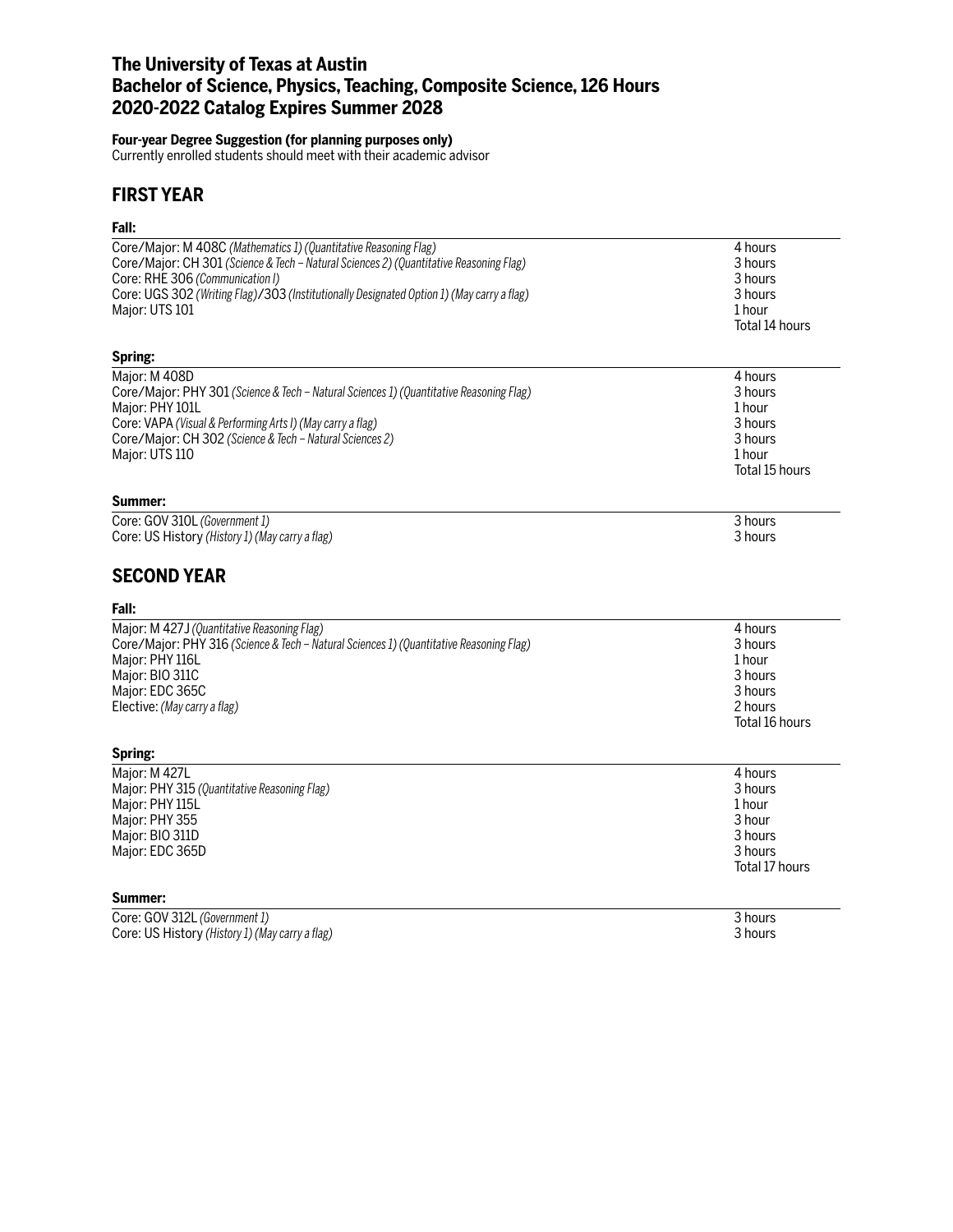# The University of Texas at Austin
# Bachelor of Science, Physics, Teaching, Composite Science, 126 Hours
# 2020-2022 Catalog Expires Summer 2028

**Four-year Degree Suggestion (for planning purposes only)**
Currently enrolled students should meet with their academic advisor

## FIRST YEAR

### Fall:

| Course | Hours |
|---|---|
| Core/Major: M 408C *(Mathematics 1) (Quantitative Reasoning Flag)* | 4 hours |
| Core/Major: CH 301 *(Science & Tech – Natural Sciences 2) (Quantitative Reasoning Flag)* | 3 hours |
| Core: RHE 306 *(Communication I)* | 3 hours |
| Core: UGS 302 *(Writing Flag)*/303 *(Institutionally Designated Option 1) (May carry a flag)* | 3 hours |
| Major: UTS 101 | 1 hour |
| | Total 14 hours |

### Spring:

| Course | Hours |
|---|---|
| Major: M 408D | 4 hours |
| Core/Major: PHY 301 *(Science & Tech – Natural Sciences 1) (Quantitative Reasoning Flag)* | 3 hours |
| Major: PHY 101L | 1 hour |
| Core: VAPA *(Visual & Performing Arts I) (May carry a flag)* | 3 hours |
| Core/Major: CH 302 *(Science & Tech – Natural Sciences 2)* | 3 hours |
| Major: UTS 110 | 1 hour |
| | Total 15 hours |

### Summer:

| Course | Hours |
|---|---|
| Core: GOV 310L *(Government 1)* | 3 hours |
| Core: US History *(History 1) (May carry a flag)* | 3 hours |

## SECOND YEAR

### Fall:

| Course | Hours |
|---|---|
| Major: M 427J *(Quantitative Reasoning Flag)* | 4 hours |
| Core/Major: PHY 316 *(Science & Tech – Natural Sciences 1) (Quantitative Reasoning Flag)* | 3 hours |
| Major: PHY 116L | 1 hour |
| Major: BIO 311C | 3 hours |
| Major: EDC 365C | 3 hours |
| Elective: *(May carry a flag)* | 2 hours |
| | Total 16 hours |

### Spring:

| Course | Hours |
|---|---|
| Major: M 427L | 4 hours |
| Major: PHY 315 *(Quantitative Reasoning Flag)* | 3 hours |
| Major: PHY 115L | 1 hour |
| Major: PHY 355 | 3 hour |
| Major: BIO 311D | 3 hours |
| Major: EDC 365D | 3 hours |
| | Total 17 hours |

### Summer:

| Course | Hours |
|---|---|
| Core: GOV 312L *(Government 1)* | 3 hours |
| Core: US History *(History 1) (May carry a flag)* | 3 hours |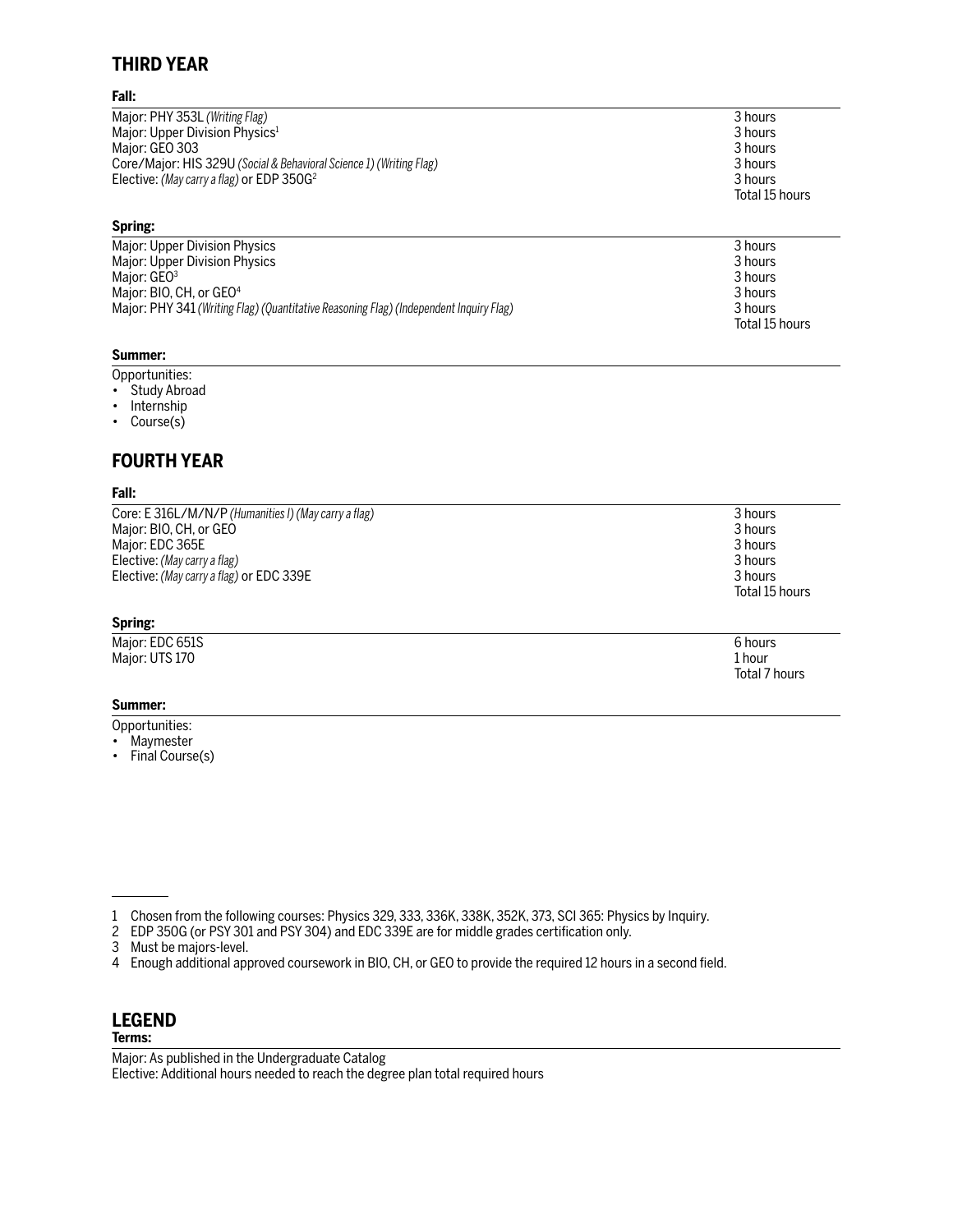## THIRD YEAR

### Fall:

| | |
|---|---|
| Major: PHY 353L *(Writing Flag)* | 3 hours |
| Major: Upper Division Physics[1] | 3 hours |
| Major: GEO 303 | 3 hours |
| Core/Major: HIS 329U *(Social & Behavioral Science 1) (Writing Flag)* | 3 hours |
| Elective: *(May carry a flag)* or EDP 350G[2] | 3 hours |
| | Total 15 hours |

### Spring:

| | |
|---|---|
| Major: Upper Division Physics | 3 hours |
| Major: Upper Division Physics | 3 hours |
| Major: GEO[3] | 3 hours |
| Major: BIO, CH, or GEO[4] | 3 hours |
| Major: PHY 341 *(Writing Flag) (Quantitative Reasoning Flag) (Independent Inquiry Flag)* | 3 hours |
| | Total 15 hours |

### Summer:

Opportunities:
- Study Abroad
- Internship
- Course(s)

## FOURTH YEAR

### Fall:

| | |
|---|---|
| Core: E 316L/M/N/P *(Humanities I) (May carry a flag)* | 3 hours |
| Major: BIO, CH, or GEO | 3 hours |
| Major: EDC 365E | 3 hours |
| Elective: *(May carry a flag)* | 3 hours |
| Elective: *(May carry a flag)* or EDC 339E | 3 hours |
| | Total 15 hours |

### Spring:

| | |
|---|---|
| Major: EDC 651S | 6 hours |
| Major: UTS 170 | 1 hour |
| | Total 7 hours |

### Summer:

Opportunities:
- Maymester
- Final Course(s)

---

1 Chosen from the following courses: Physics 329, 333, 336K, 338K, 352K, 373, SCI 365: Physics by Inquiry.
2 EDP 350G (or PSY 301 and PSY 304) and EDC 339E are for middle grades certification only.
3 Must be majors-level.
4 Enough additional approved coursework in BIO, CH, or GEO to provide the required 12 hours in a second field.

## LEGEND

**Terms:**

Major: As published in the Undergraduate Catalog
Elective: Additional hours needed to reach the degree plan total required hours